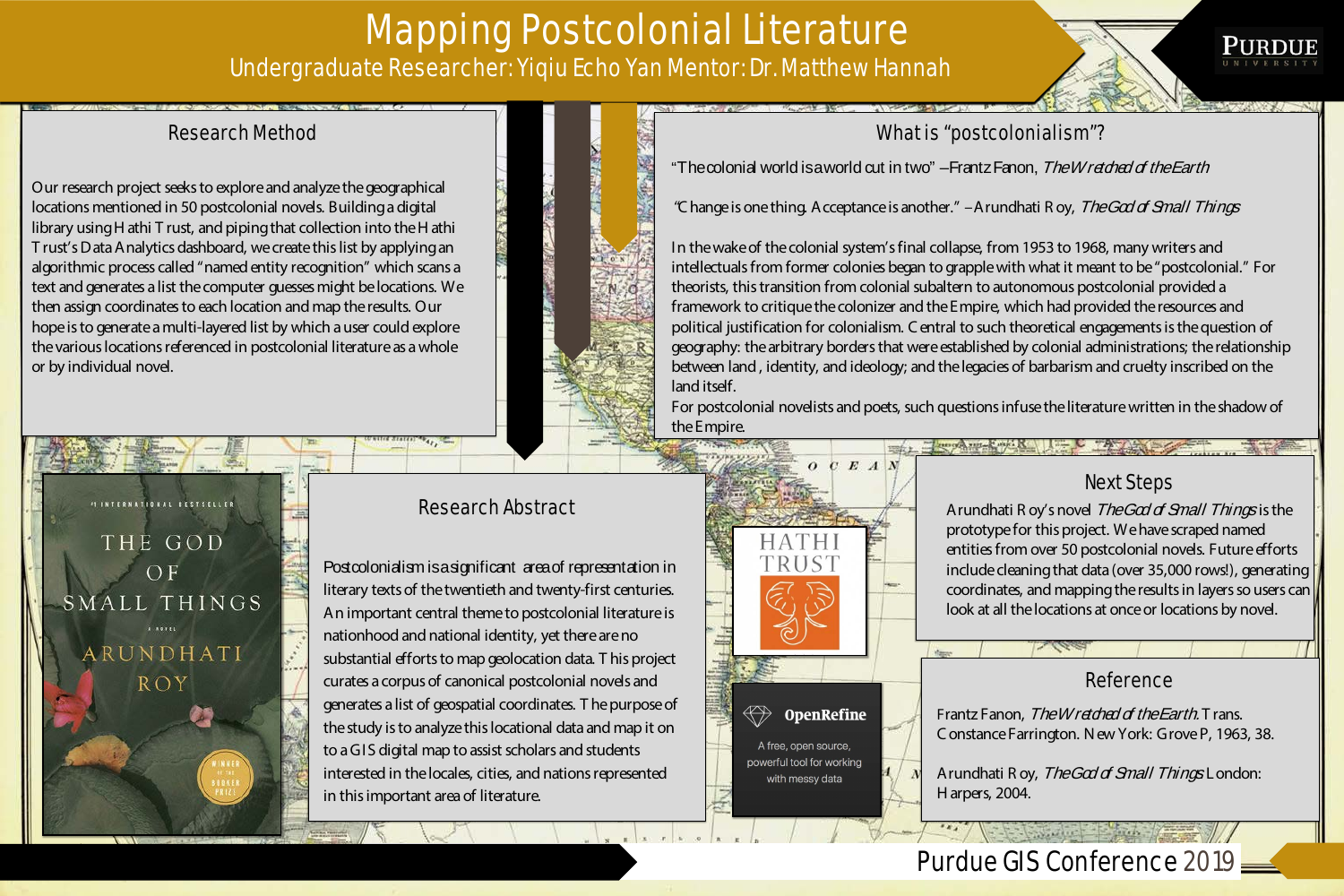# Mapping Postcolonial Literature

Undergraduate Researcher: Yiqiu Echo Yan Mentor: Dr. Matthew Hannah

## Research Method

Our research project seeks to explore and analyze the geographical locations mentioned in 50 postcolonial novels. Building a digital library using Hathi Trust, and piping that collection into the Hathi Trust's Data Analytics dashboard, we create this list by applying an algorithmic process called "named entity recognition" which scans a text and generates a list the computer guesses might be locations. We then assign coordinates to each location and map the results. Our hope is to generate a multi-layered list by which a user could explore the various locations referenced in postcolonial literature as a whole or by individual novel.

## What is "postcolonialism"?

"The colonial world is a world cut in two" –Frantz Fanon, *The Wretched of the Earth*

"Change is one thing. Acceptance is another." –Arundhati Roy, *The God of Small Things*

In the wake of the colonial system's final collapse, from 1953 to 1968, many writers and intellectuals from former colonies began to grapple with what it meant to be "postcolonial." For theorists, this transition from colonial subaltern to autonomous postcolonial provided a framework to critique the colonizer and the Empire, which had provided the resources and political justification for colonialism. Central to such theoretical engagements is the question of geography: the arbitrary borders that were established by colonial administrations; the relationship between land, identity, and ideology; and the legacies of barbarism and cruelty inscribed on the land itself.

For postcolonial novelists and poets, such questions infuse the literature written in the shadow of the Empire.

## Research Abstract

Postcolonialism is a significant area of representation in literary texts of the twentieth and twenty-first centuries. An important central theme to postcolonial literature is nationhood and national identity, yet there are no substantial efforts to map geolocation data. This project curates a corpus of canonical postcolonial novels and generates a list of geospatial coordinates. The purpose of the study is to analyze this locational data and map it on to a GIS digital map to assist scholars and students interested in the locales, cities, and nations represented in this important area of literature.

HATHI TRUST

OpenRefine

A free, open source, powerful tool for working with messy data

## Next Steps

Arundhati Roy's novel *The God of Small Things* is the prototype for this project. We have scraped named entities from over 50 postcolonial novels. Future efforts include cleaning that data (over 35,000 rows!), generating coordinates, and mapping the results in layers so users can look at all the locations at once or locations by novel.

## Reference

Frantz Fanon, *The Wretched of the Earth.* Trans. Constance Farrington. New York: Grove P, 1963, 38.

Arundhati Roy, *The God of Small Things.* London: Harpers, 2004.

Purdue GIS Conference 2019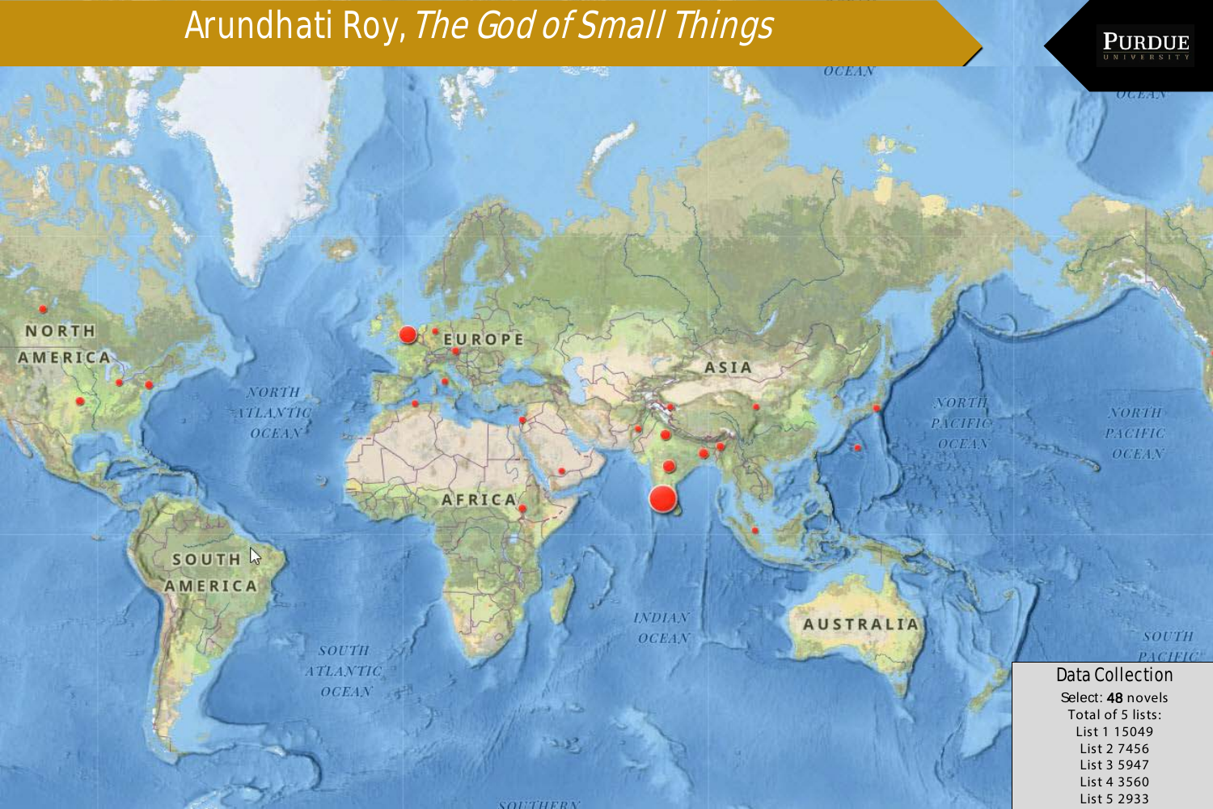# Arundhati Roy, *The God of Small Things*

NORTH AMERICA

NORTH ATLANTIC OCEAN

SOUTH AMERICA

SOUTH ATLANTIC OCEAN

EUROPE

AFRICA

ASIA

INDIAN OCEAN

AUSTRALIA

NORTH PACIFIC OCEAN

NORTH PACIFIC OCEAN

SOUTH PACIFIC

OCEAN

OCEAN

SOUTHERN

**Data Collection**

Select: **48** novels

Total of 5 lists:

List 1 15049

List 2 7456

List 3 5947

List 4 3560

List 5 2933